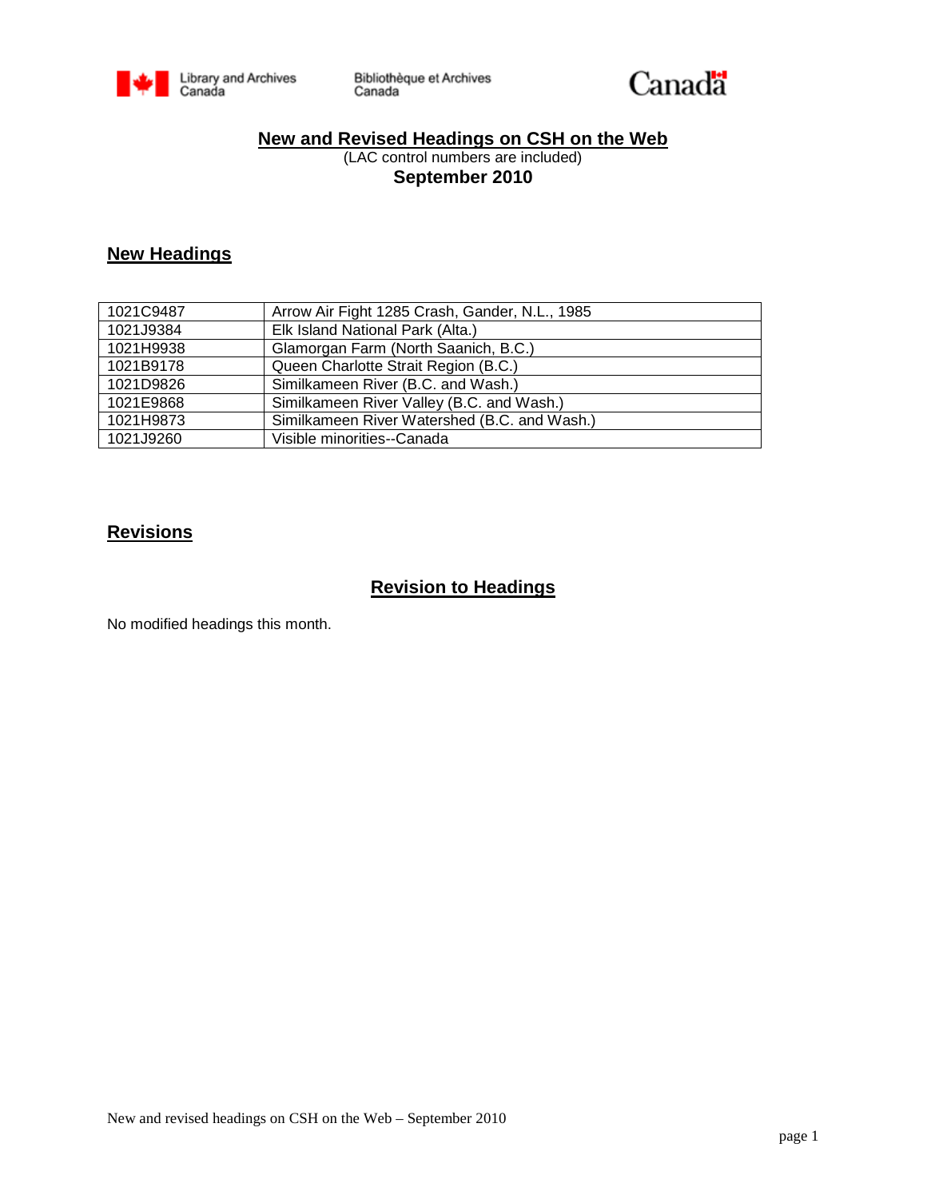# New and Revised Headings on CSH on the Web

(LAC control numbers are included)

**September 2010**

## New Headings

| | |
|---|---|
| 1021C9487 | Arrow Air Fight 1285 Crash, Gander, N.L., 1985 |
| 1021J9384 | Elk Island National Park (Alta.) |
| 1021H9938 | Glamorgan Farm (North Saanich, B.C.) |
| 1021B9178 | Queen Charlotte Strait Region (B.C.) |
| 1021D9826 | Similkameen River (B.C. and Wash.) |
| 1021E9868 | Similkameen River Valley (B.C. and Wash.) |
| 1021H9873 | Similkameen River Watershed (B.C. and Wash.) |
| 1021J9260 | Visible minorities--Canada |

## Revisions

### Revision to Headings

No modified headings this month.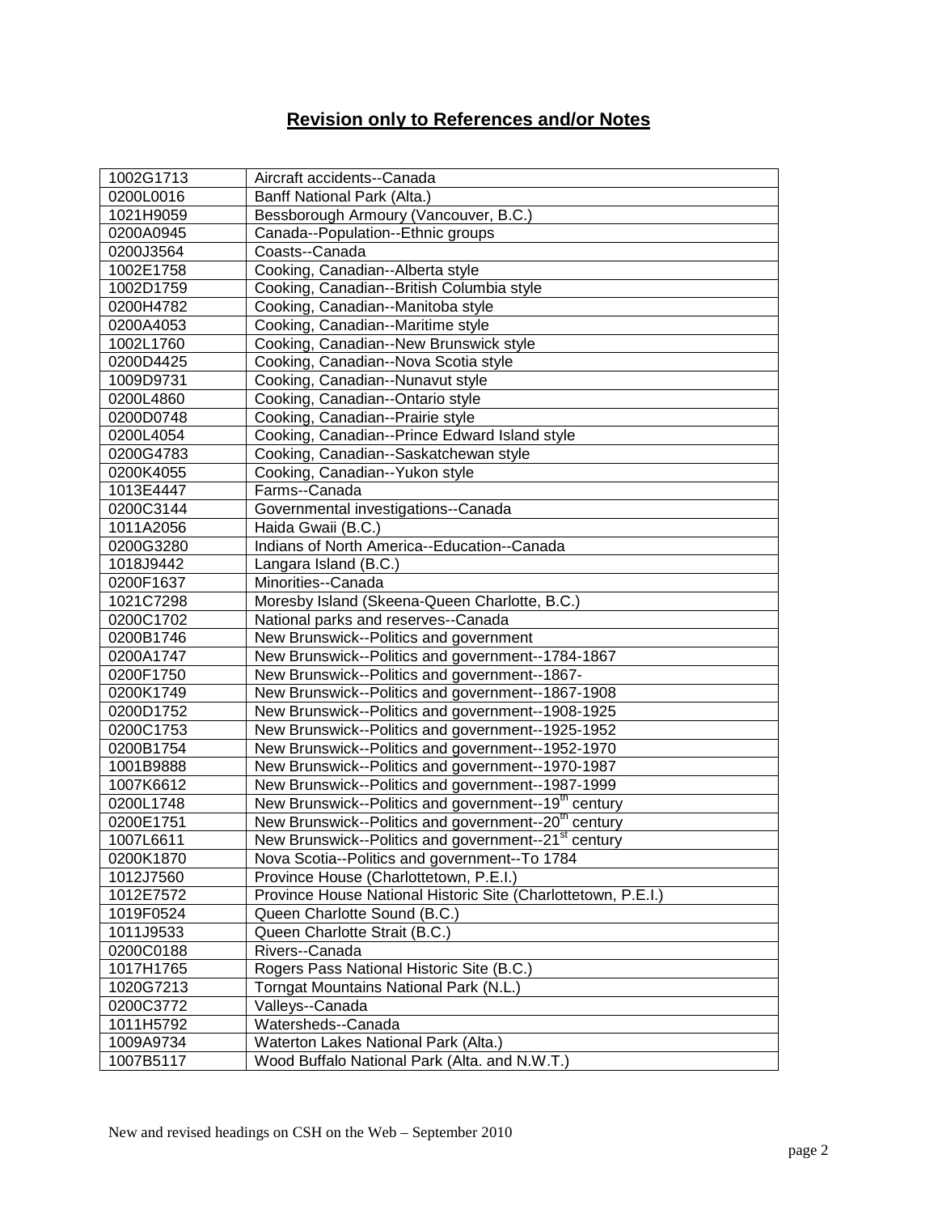## Revision only to References and/or Notes

| | |
|---|---|
| 1002G1713 | Aircraft accidents--Canada |
| 0200L0016 | Banff National Park (Alta.) |
| 1021H9059 | Bessborough Armoury (Vancouver, B.C.) |
| 0200A0945 | Canada--Population--Ethnic groups |
| 0200J3564 | Coasts--Canada |
| 1002E1758 | Cooking, Canadian--Alberta style |
| 1002D1759 | Cooking, Canadian--British Columbia style |
| 0200H4782 | Cooking, Canadian--Manitoba style |
| 0200A4053 | Cooking, Canadian--Maritime style |
| 1002L1760 | Cooking, Canadian--New Brunswick style |
| 0200D4425 | Cooking, Canadian--Nova Scotia style |
| 1009D9731 | Cooking, Canadian--Nunavut style |
| 0200L4860 | Cooking, Canadian--Ontario style |
| 0200D0748 | Cooking, Canadian--Prairie style |
| 0200L4054 | Cooking, Canadian--Prince Edward Island style |
| 0200G4783 | Cooking, Canadian--Saskatchewan style |
| 0200K4055 | Cooking, Canadian--Yukon style |
| 1013E4447 | Farms--Canada |
| 0200C3144 | Governmental investigations--Canada |
| 1011A2056 | Haida Gwaii (B.C.) |
| 0200G3280 | Indians of North America--Education--Canada |
| 1018J9442 | Langara Island (B.C.) |
| 0200F1637 | Minorities--Canada |
| 1021C7298 | Moresby Island (Skeena-Queen Charlotte, B.C.) |
| 0200C1702 | National parks and reserves--Canada |
| 0200B1746 | New Brunswick--Politics and government |
| 0200A1747 | New Brunswick--Politics and government--1784-1867 |
| 0200F1750 | New Brunswick--Politics and government--1867- |
| 0200K1749 | New Brunswick--Politics and government--1867-1908 |
| 0200D1752 | New Brunswick--Politics and government--1908-1925 |
| 0200C1753 | New Brunswick--Politics and government--1925-1952 |
| 0200B1754 | New Brunswick--Politics and government--1952-1970 |
| 1001B9888 | New Brunswick--Politics and government--1970-1987 |
| 1007K6612 | New Brunswick--Politics and government--1987-1999 |
| 0200L1748 | New Brunswick--Politics and government--19th century |
| 0200E1751 | New Brunswick--Politics and government--20th century |
| 1007L6611 | New Brunswick--Politics and government--21st century |
| 0200K1870 | Nova Scotia--Politics and government--To 1784 |
| 1012J7560 | Province House (Charlottetown, P.E.I.) |
| 1012E7572 | Province House National Historic Site (Charlottetown, P.E.I.) |
| 1019F0524 | Queen Charlotte Sound (B.C.) |
| 1011J9533 | Queen Charlotte Strait (B.C.) |
| 0200C0188 | Rivers--Canada |
| 1017H1765 | Rogers Pass National Historic Site (B.C.) |
| 1020G7213 | Torngat Mountains National Park (N.L.) |
| 0200C3772 | Valleys--Canada |
| 1011H5792 | Watersheds--Canada |
| 1009A9734 | Waterton Lakes National Park (Alta.) |
| 1007B5117 | Wood Buffalo National Park (Alta. and N.W.T.) |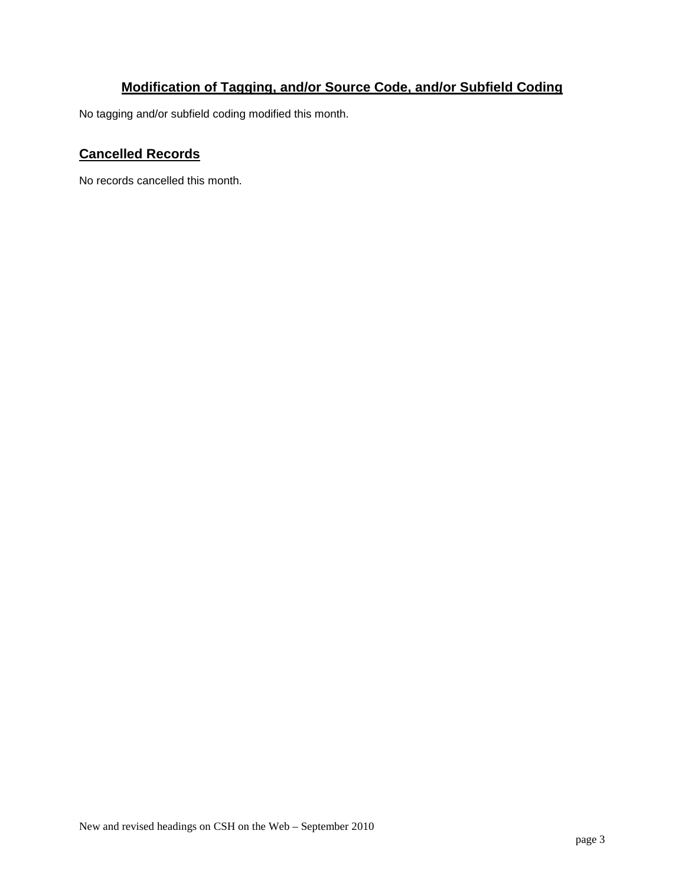## Modification of Tagging, and/or Source Code, and/or Subfield Coding

No tagging and/or subfield coding modified this month.

## Cancelled Records

No records cancelled this month.